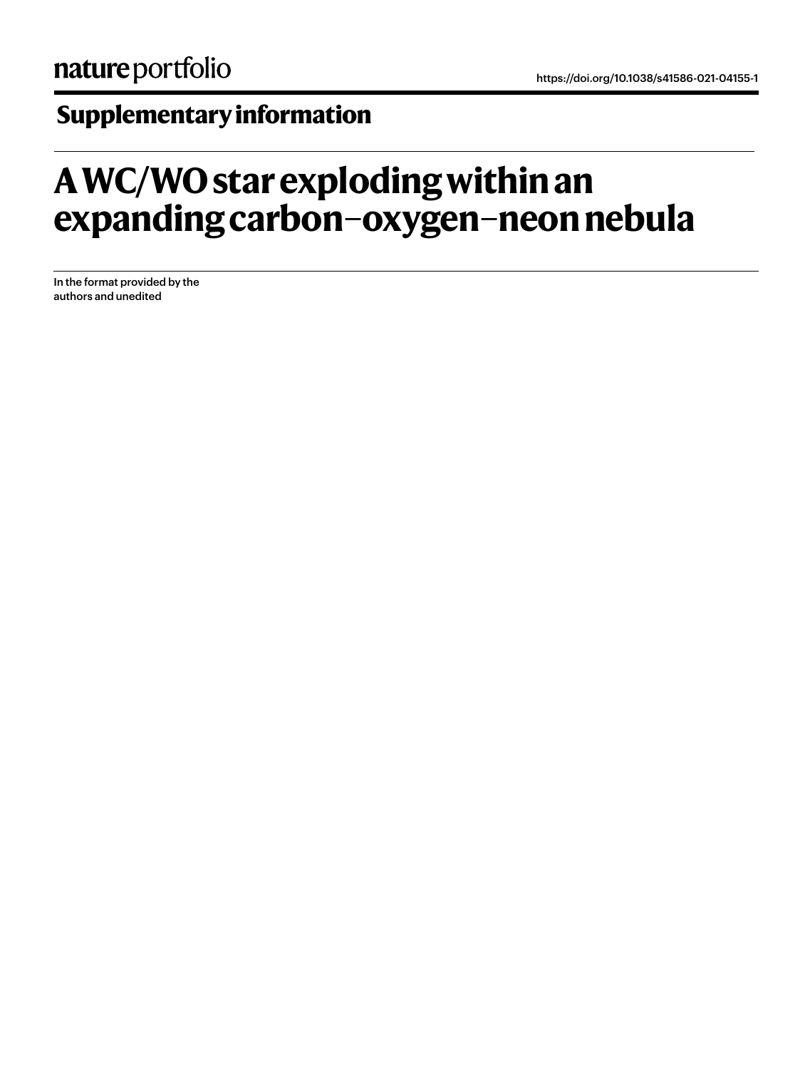nature portfolio

https://doi.org/10.1038/s41586-021-04155-1

## Supplementary information

# A WC/WO star exploding within an expanding carbon–oxygen–neon nebula

In the format provided by the authors and unedited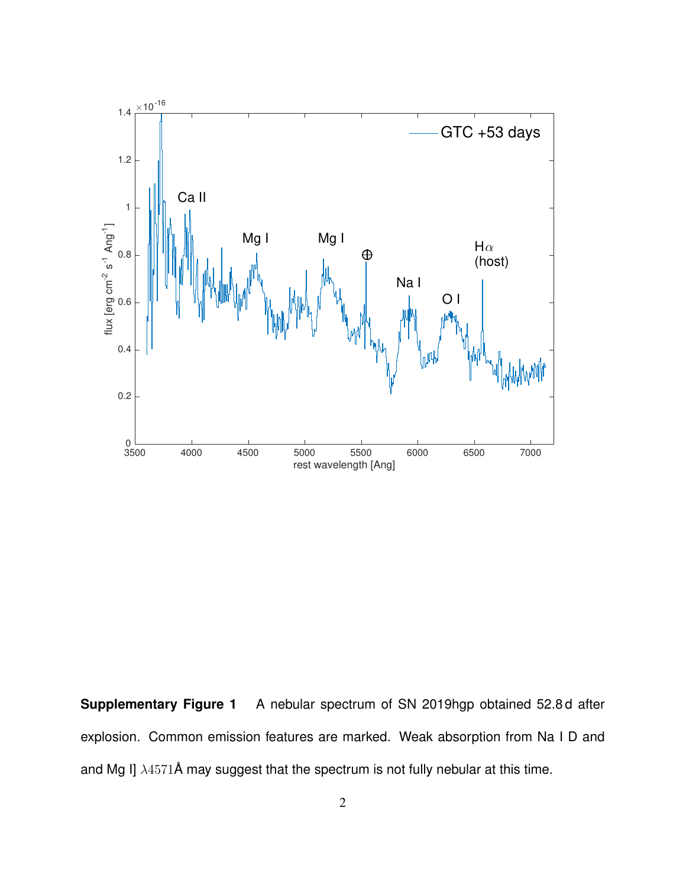**Supplementary Figure 1** A nebular spectrum of SN 2019hgp obtained 52.8 d after explosion. Common emission features are marked. Weak absorption from Na I D and and Mg I] $\lambda 4571$Å may suggest that the spectrum is not fully nebular at this time.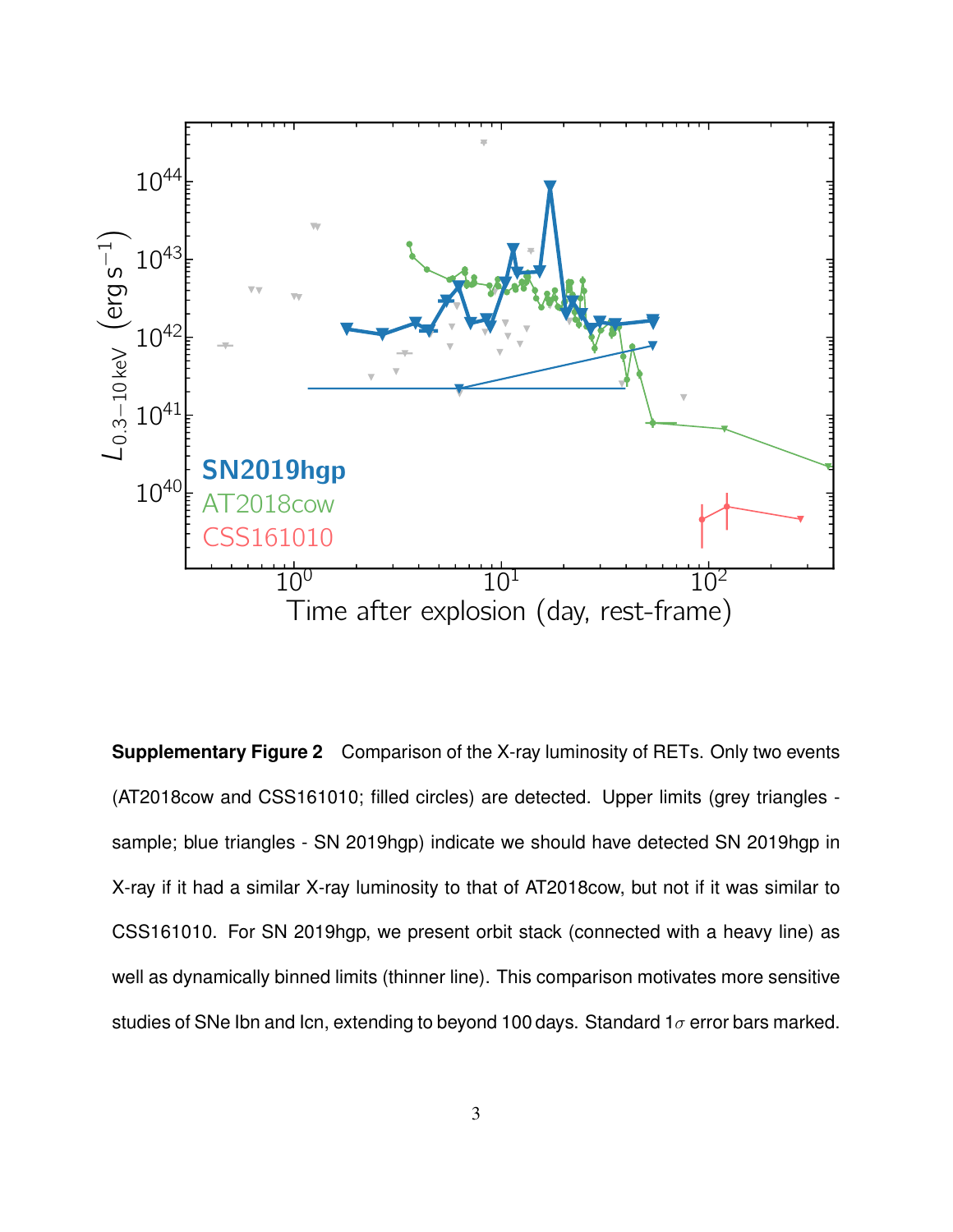**Supplementary Figure 2** Comparison of the X-ray luminosity of RETs. Only two events (AT2018cow and CSS161010; filled circles) are detected. Upper limits (grey triangles - sample; blue triangles - SN 2019hgp) indicate we should have detected SN 2019hgp in X-ray if it had a similar X-ray luminosity to that of AT2018cow, but not if it was similar to CSS161010. For SN 2019hgp, we present orbit stack (connected with a heavy line) as well as dynamically binned limits (thinner line). This comparison motivates more sensitive studies of SNe Ibn and Icn, extending to beyond 100 days. Standard 1$\sigma$ error bars marked.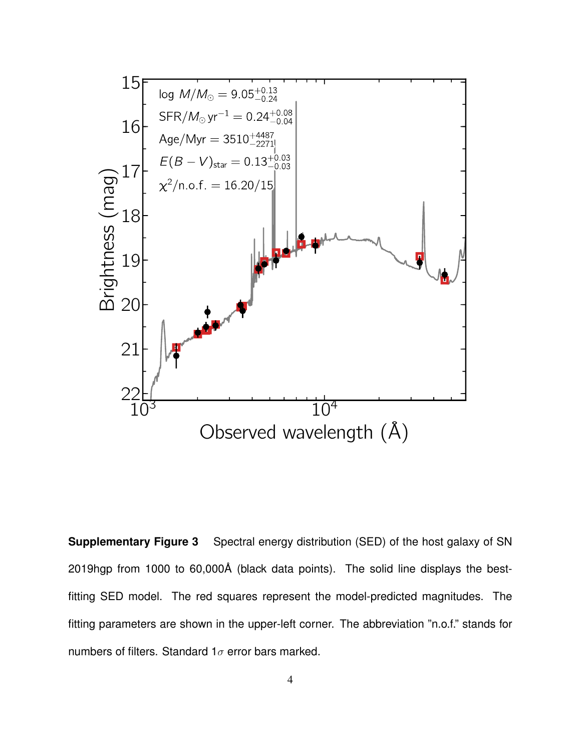**Supplementary Figure 3** Spectral energy distribution (SED) of the host galaxy of SN 2019hgp from 1000 to 60,000Å (black data points). The solid line displays the best-fitting SED model. The red squares represent the model-predicted magnitudes. The fitting parameters are shown in the upper-left corner. The abbreviation "n.o.f." stands for numbers of filters. Standard 1$\sigma$ error bars marked.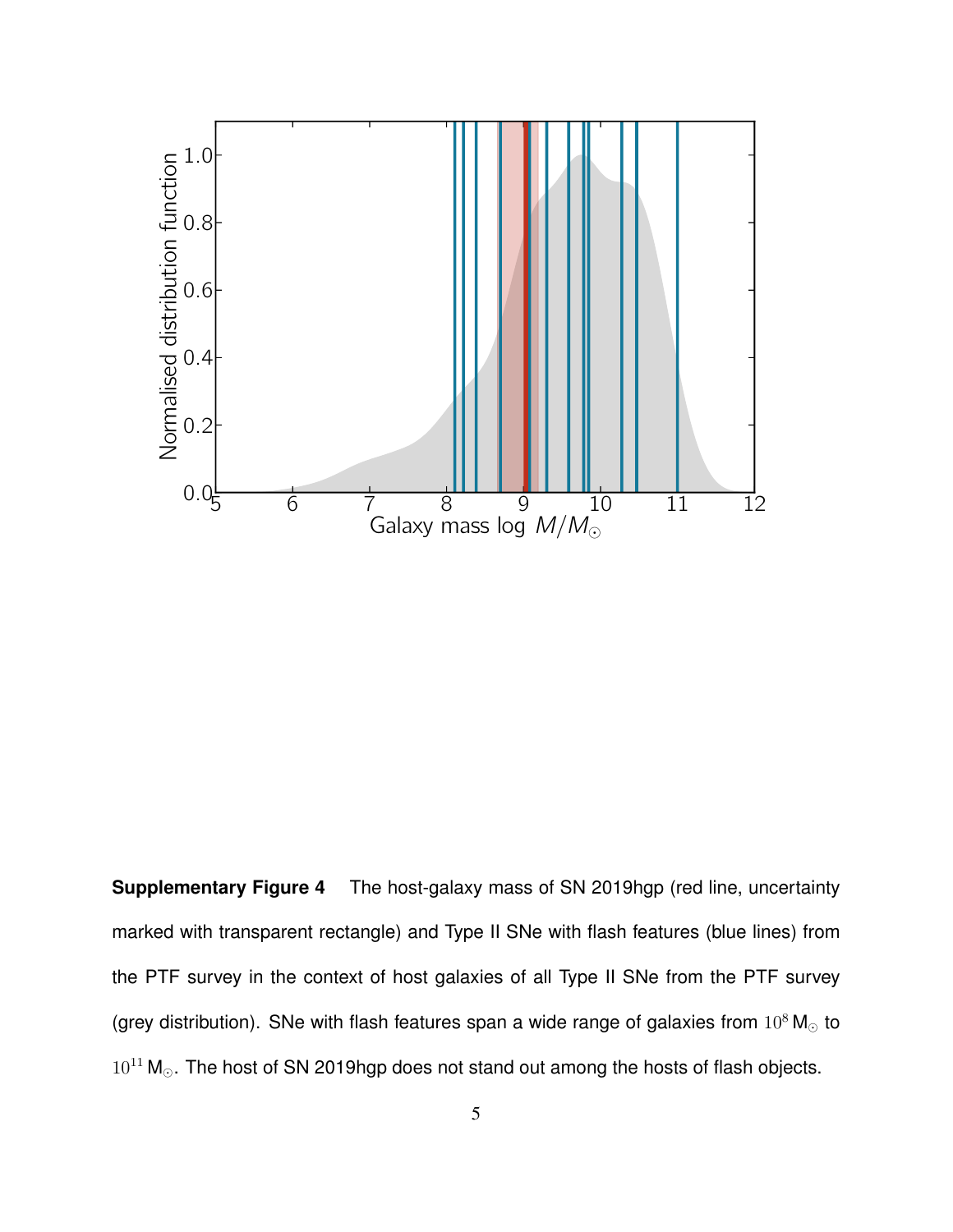**Supplementary Figure 4** The host-galaxy mass of SN 2019hgp (red line, uncertainty marked with transparent rectangle) and Type II SNe with flash features (blue lines) from the PTF survey in the context of host galaxies of all Type II SNe from the PTF survey (grey distribution). SNe with flash features span a wide range of galaxies from $10^8\,\mathrm{M_\odot}$ to $10^{11}\,\mathrm{M_\odot}$. The host of SN 2019hgp does not stand out among the hosts of flash objects.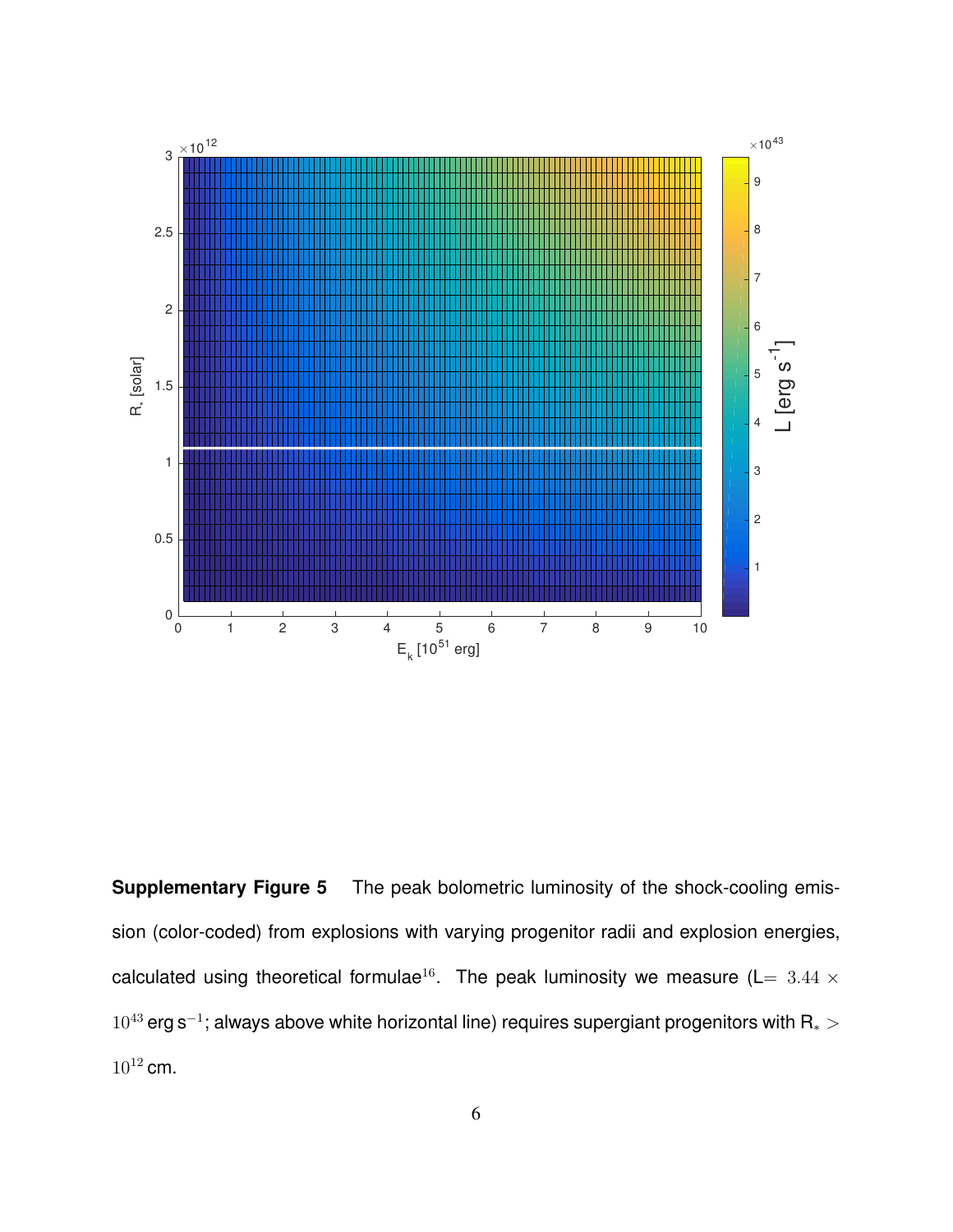**Supplementary Figure 5** The peak bolometric luminosity of the shock-cooling emission (color-coded) from explosions with varying progenitor radii and explosion energies, calculated using theoretical formulae[16]. The peak luminosity we measure (L= $3.44 \times 10^{43}$ erg s$^{-1}$; always above white horizontal line) requires supergiant progenitors with $R_* > 10^{12}$ cm.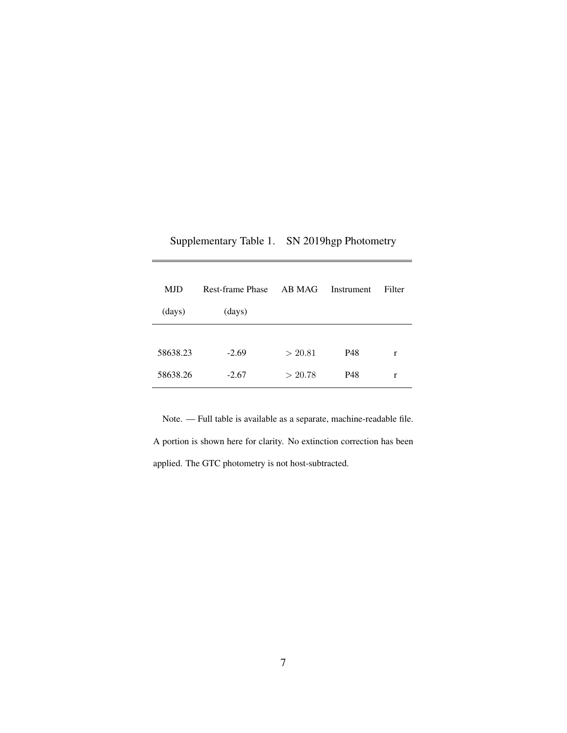Supplementary Table 1. SN 2019hgp Photometry

| MJD (days) | Rest-frame Phase (days) | AB MAG | Instrument | Filter |
|---|---|---|---|---|
| 58638.23 | -2.69 | $> 20.81$ | P48 | r |
| 58638.26 | -2.67 | $> 20.78$ | P48 | r |

Note. — Full table is available as a separate, machine-readable file. A portion is shown here for clarity. No extinction correction has been applied. The GTC photometry is not host-subtracted.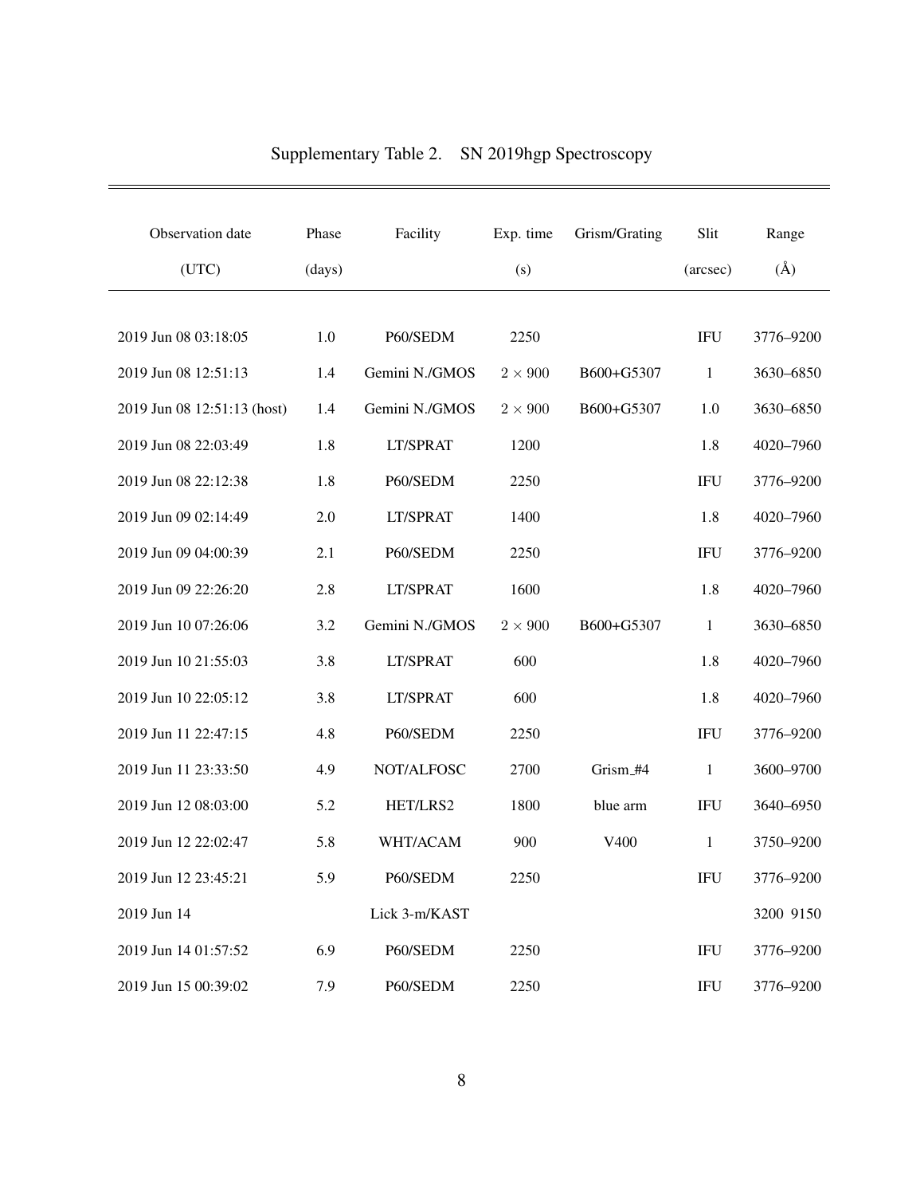Supplementary Table 2. SN 2019hgp Spectroscopy

| Observation date (UTC) | Phase (days) | Facility | Exp. time (s) | Grism/Grating | Slit (arcsec) | Range (Å) |
|---|---|---|---|---|---|---|
| 2019 Jun 08 03:18:05 | 1.0 | P60/SEDM | 2250 | | IFU | 3776–9200 |
| 2019 Jun 08 12:51:13 | 1.4 | Gemini N./GMOS | $2 \times 900$ | B600+G5307 | 1 | 3630–6850 |
| 2019 Jun 08 12:51:13 (host) | 1.4 | Gemini N./GMOS | $2 \times 900$ | B600+G5307 | 1.0 | 3630–6850 |
| 2019 Jun 08 22:03:49 | 1.8 | LT/SPRAT | 1200 | | 1.8 | 4020–7960 |
| 2019 Jun 08 22:12:38 | 1.8 | P60/SEDM | 2250 | | IFU | 3776–9200 |
| 2019 Jun 09 02:14:49 | 2.0 | LT/SPRAT | 1400 | | 1.8 | 4020–7960 |
| 2019 Jun 09 04:00:39 | 2.1 | P60/SEDM | 2250 | | IFU | 3776–9200 |
| 2019 Jun 09 22:26:20 | 2.8 | LT/SPRAT | 1600 | | 1.8 | 4020–7960 |
| 2019 Jun 10 07:26:06 | 3.2 | Gemini N./GMOS | $2 \times 900$ | B600+G5307 | 1 | 3630–6850 |
| 2019 Jun 10 21:55:03 | 3.8 | LT/SPRAT | 600 | | 1.8 | 4020–7960 |
| 2019 Jun 10 22:05:12 | 3.8 | LT/SPRAT | 600 | | 1.8 | 4020–7960 |
| 2019 Jun 11 22:47:15 | 4.8 | P60/SEDM | 2250 | | IFU | 3776–9200 |
| 2019 Jun 11 23:33:50 | 4.9 | NOT/ALFOSC | 2700 | Grism_#4 | 1 | 3600–9700 |
| 2019 Jun 12 08:03:00 | 5.2 | HET/LRS2 | 1800 | blue arm | IFU | 3640–6950 |
| 2019 Jun 12 22:02:47 | 5.8 | WHT/ACAM | 900 | V400 | 1 | 3750–9200 |
| 2019 Jun 12 23:45:21 | 5.9 | P60/SEDM | 2250 | | IFU | 3776–9200 |
| 2019 Jun 14 | | Lick 3-m/KAST | | | | 3200 9150 |
| 2019 Jun 14 01:57:52 | 6.9 | P60/SEDM | 2250 | | IFU | 3776–9200 |
| 2019 Jun 15 00:39:02 | 7.9 | P60/SEDM | 2250 | | IFU | 3776–9200 |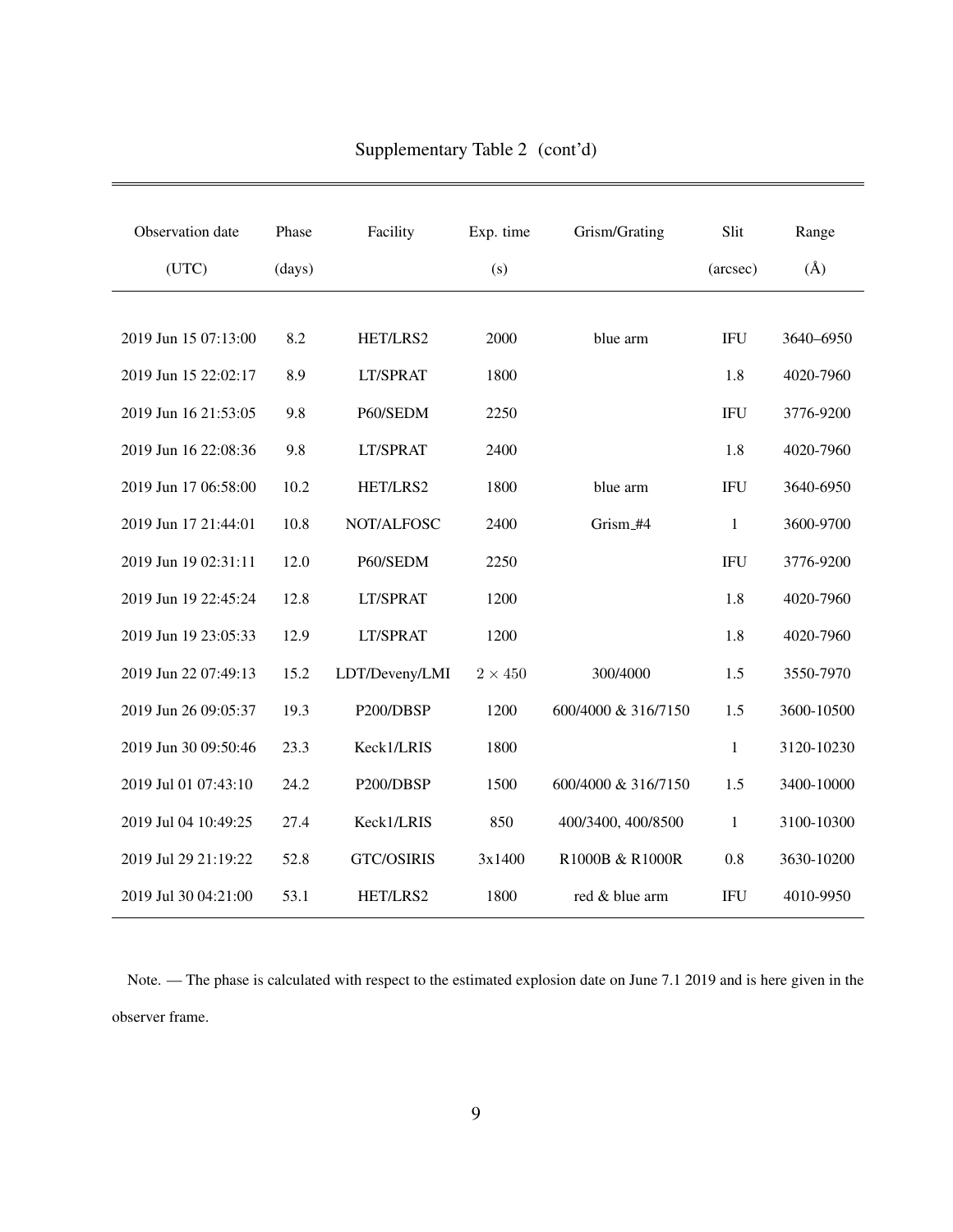Supplementary Table 2 (cont'd)

| Observation date (UTC) | Phase (days) | Facility | Exp. time (s) | Grism/Grating | Slit (arcsec) | Range (Å) |
|---|---|---|---|---|---|---|
| 2019 Jun 15 07:13:00 | 8.2 | HET/LRS2 | 2000 | blue arm | IFU | 3640–6950 |
| 2019 Jun 15 22:02:17 | 8.9 | LT/SPRAT | 1800 | | 1.8 | 4020-7960 |
| 2019 Jun 16 21:53:05 | 9.8 | P60/SEDM | 2250 | | IFU | 3776-9200 |
| 2019 Jun 16 22:08:36 | 9.8 | LT/SPRAT | 2400 | | 1.8 | 4020-7960 |
| 2019 Jun 17 06:58:00 | 10.2 | HET/LRS2 | 1800 | blue arm | IFU | 3640-6950 |
| 2019 Jun 17 21:44:01 | 10.8 | NOT/ALFOSC | 2400 | Grism_#4 | 1 | 3600-9700 |
| 2019 Jun 19 02:31:11 | 12.0 | P60/SEDM | 2250 | | IFU | 3776-9200 |
| 2019 Jun 19 22:45:24 | 12.8 | LT/SPRAT | 1200 | | 1.8 | 4020-7960 |
| 2019 Jun 19 23:05:33 | 12.9 | LT/SPRAT | 1200 | | 1.8 | 4020-7960 |
| 2019 Jun 22 07:49:13 | 15.2 | LDT/Deveny/LMI | $2 \times 450$ | 300/4000 | 1.5 | 3550-7970 |
| 2019 Jun 26 09:05:37 | 19.3 | P200/DBSP | 1200 | 600/4000 & 316/7150 | 1.5 | 3600-10500 |
| 2019 Jun 30 09:50:46 | 23.3 | Keck1/LRIS | 1800 | | 1 | 3120-10230 |
| 2019 Jul 01 07:43:10 | 24.2 | P200/DBSP | 1500 | 600/4000 & 316/7150 | 1.5 | 3400-10000 |
| 2019 Jul 04 10:49:25 | 27.4 | Keck1/LRIS | 850 | 400/3400, 400/8500 | 1 | 3100-10300 |
| 2019 Jul 29 21:19:22 | 52.8 | GTC/OSIRIS | 3x1400 | R1000B & R1000R | 0.8 | 3630-10200 |
| 2019 Jul 30 04:21:00 | 53.1 | HET/LRS2 | 1800 | red & blue arm | IFU | 4010-9950 |

Note. — The phase is calculated with respect to the estimated explosion date on June 7.1 2019 and is here given in the observer frame.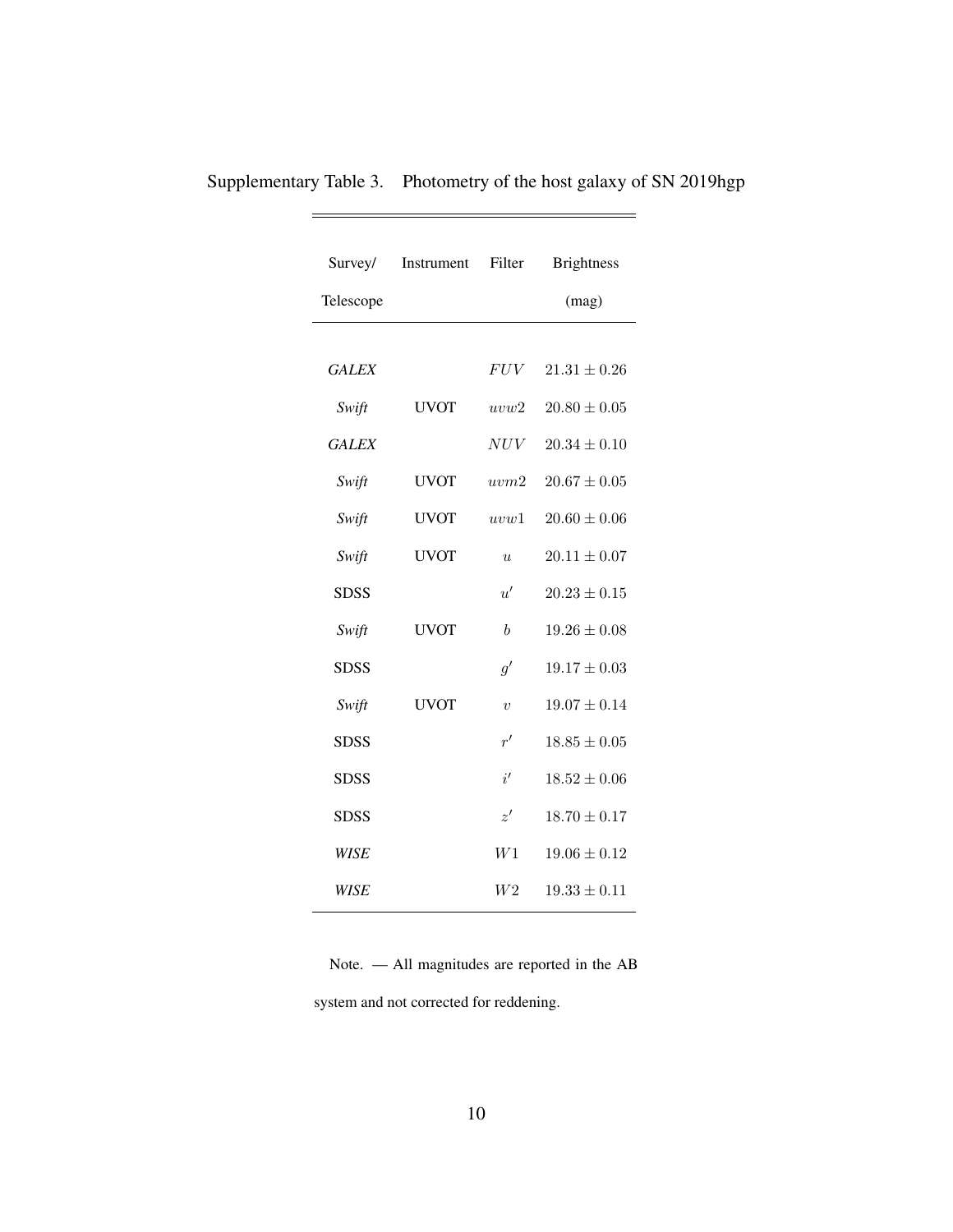Supplementary Table 3. Photometry of the host galaxy of SN 2019hgp

| Survey/ Telescope | Instrument | Filter | Brightness (mag) |
|---|---|---|---|
| *GALEX* | | $FUV$ | $21.31 \pm 0.26$ |
| *Swift* | UVOT | $uvw2$ | $20.80 \pm 0.05$ |
| *GALEX* | | $NUV$ | $20.34 \pm 0.10$ |
| *Swift* | UVOT | $uvm2$ | $20.67 \pm 0.05$ |
| *Swift* | UVOT | $uvw1$ | $20.60 \pm 0.06$ |
| *Swift* | UVOT | $u$ | $20.11 \pm 0.07$ |
| SDSS | | $u'$ | $20.23 \pm 0.15$ |
| *Swift* | UVOT | $b$ | $19.26 \pm 0.08$ |
| SDSS | | $g'$ | $19.17 \pm 0.03$ |
| *Swift* | UVOT | $v$ | $19.07 \pm 0.14$ |
| SDSS | | $r'$ | $18.85 \pm 0.05$ |
| SDSS | | $i'$ | $18.52 \pm 0.06$ |
| SDSS | | $z'$ | $18.70 \pm 0.17$ |
| *WISE* | | $W1$ | $19.06 \pm 0.12$ |
| *WISE* | | $W2$ | $19.33 \pm 0.11$ |

Note. — All magnitudes are reported in the AB system and not corrected for reddening.